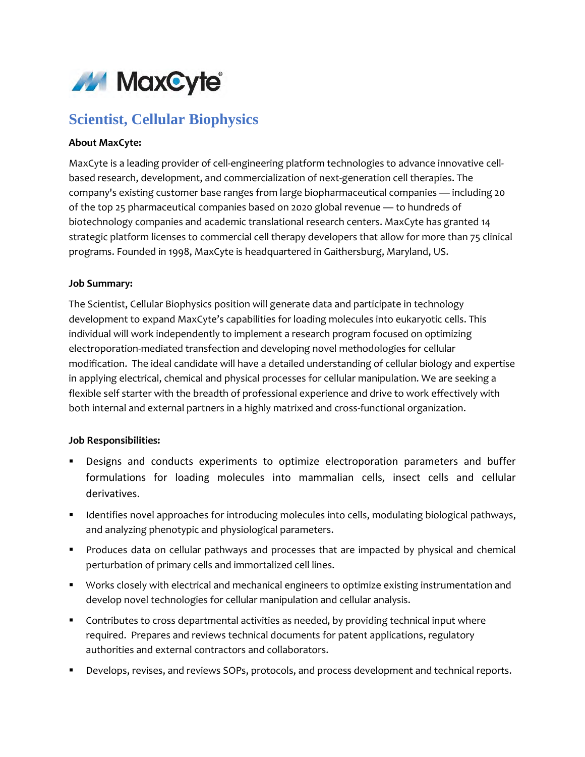MaxCyte®

# Scientist, Cellular Biophysics

**About MaxCyte:**

MaxCyte is a leading provider of cell-engineering platform technologies to advance innovative cell-based research, development, and commercialization of next-generation cell therapies. The company's existing customer base ranges from large biopharmaceutical companies — including 20 of the top 25 pharmaceutical companies based on 2020 global revenue — to hundreds of biotechnology companies and academic translational research centers. MaxCyte has granted 14 strategic platform licenses to commercial cell therapy developers that allow for more than 75 clinical programs. Founded in 1998, MaxCyte is headquartered in Gaithersburg, Maryland, US.

**Job Summary:**

The Scientist, Cellular Biophysics position will generate data and participate in technology development to expand MaxCyte's capabilities for loading molecules into eukaryotic cells. This individual will work independently to implement a research program focused on optimizing electroporation-mediated transfection and developing novel methodologies for cellular modification. The ideal candidate will have a detailed understanding of cellular biology and expertise in applying electrical, chemical and physical processes for cellular manipulation. We are seeking a flexible self starter with the breadth of professional experience and drive to work effectively with both internal and external partners in a highly matrixed and cross-functional organization.

**Job Responsibilities:**

- Designs and conducts experiments to optimize electroporation parameters and buffer formulations for loading molecules into mammalian cells, insect cells and cellular derivatives.
- Identifies novel approaches for introducing molecules into cells, modulating biological pathways, and analyzing phenotypic and physiological parameters.
- Produces data on cellular pathways and processes that are impacted by physical and chemical perturbation of primary cells and immortalized cell lines.
- Works closely with electrical and mechanical engineers to optimize existing instrumentation and develop novel technologies for cellular manipulation and cellular analysis.
- Contributes to cross departmental activities as needed, by providing technical input where required. Prepares and reviews technical documents for patent applications, regulatory authorities and external contractors and collaborators.
- Develops, revises, and reviews SOPs, protocols, and process development and technical reports.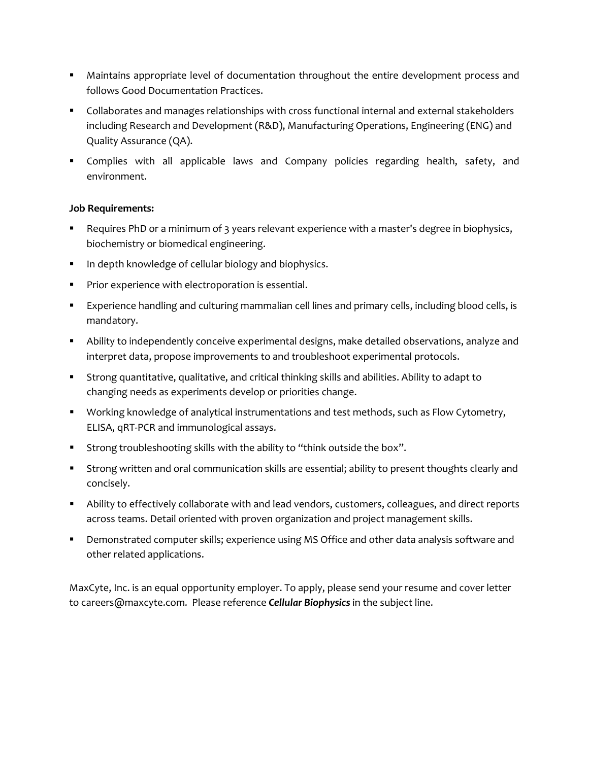- Maintains appropriate level of documentation throughout the entire development process and follows Good Documentation Practices.
- Collaborates and manages relationships with cross functional internal and external stakeholders including Research and Development (R&D), Manufacturing Operations, Engineering (ENG) and Quality Assurance (QA).
- Complies with all applicable laws and Company policies regarding health, safety, and environment.

**Job Requirements:**

- Requires PhD or a minimum of 3 years relevant experience with a master's degree in biophysics, biochemistry or biomedical engineering.
- In depth knowledge of cellular biology and biophysics.
- Prior experience with electroporation is essential.
- Experience handling and culturing mammalian cell lines and primary cells, including blood cells, is mandatory.
- Ability to independently conceive experimental designs, make detailed observations, analyze and interpret data, propose improvements to and troubleshoot experimental protocols.
- Strong quantitative, qualitative, and critical thinking skills and abilities. Ability to adapt to changing needs as experiments develop or priorities change.
- Working knowledge of analytical instrumentations and test methods, such as Flow Cytometry, ELISA, qRT-PCR and immunological assays.
- Strong troubleshooting skills with the ability to "think outside the box".
- Strong written and oral communication skills are essential; ability to present thoughts clearly and concisely.
- Ability to effectively collaborate with and lead vendors, customers, colleagues, and direct reports across teams. Detail oriented with proven organization and project management skills.
- Demonstrated computer skills; experience using MS Office and other data analysis software and other related applications.

MaxCyte, Inc. is an equal opportunity employer. To apply, please send your resume and cover letter to careers@maxcyte.com. Please reference ***Cellular Biophysics*** in the subject line.